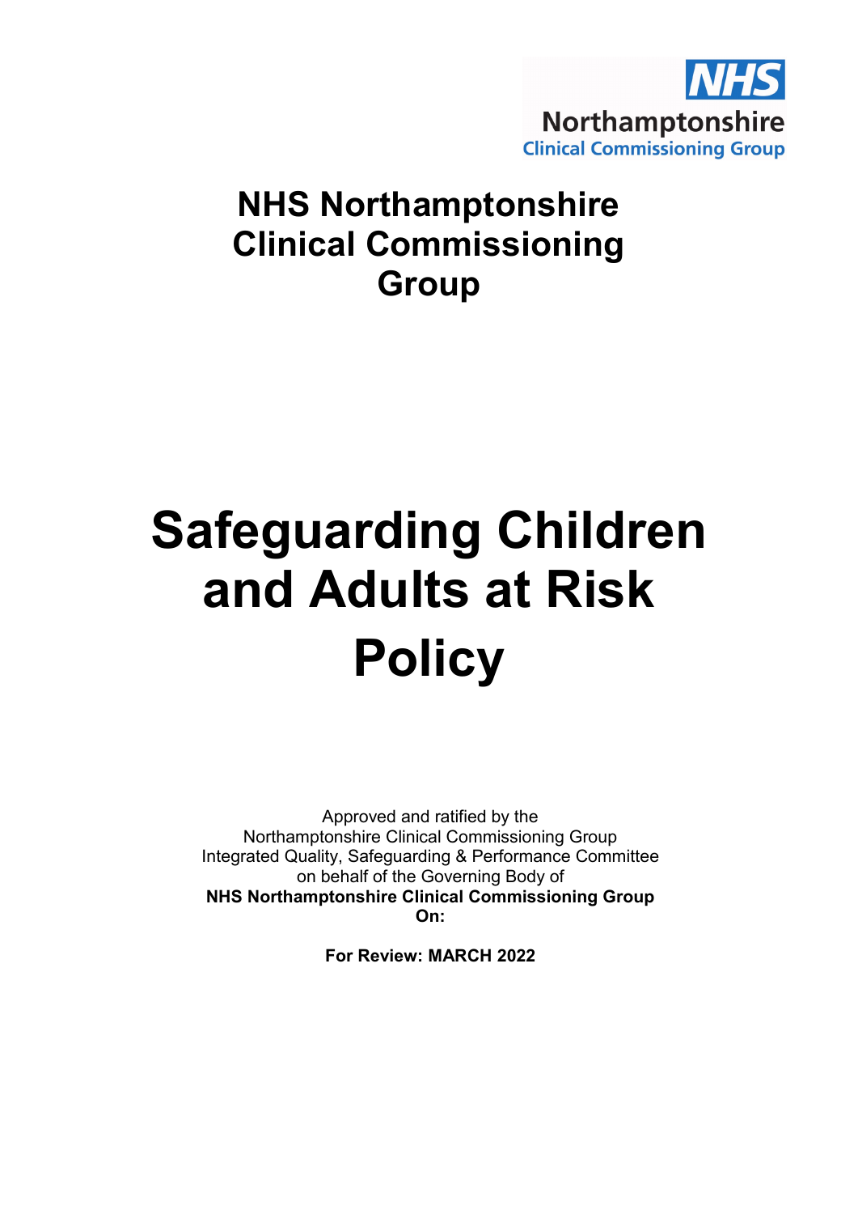NHS
Northamptonshire
Clinical Commissioning Group

# NHS Northamptonshire Clinical Commissioning Group

# Safeguarding Children and Adults at Risk Policy

Approved and ratified by the
Northamptonshire Clinical Commissioning Group
Integrated Quality, Safeguarding & Performance Committee
on behalf of the Governing Body of
**NHS Northamptonshire Clinical Commissioning Group**
**On:**

**For Review: MARCH 2022**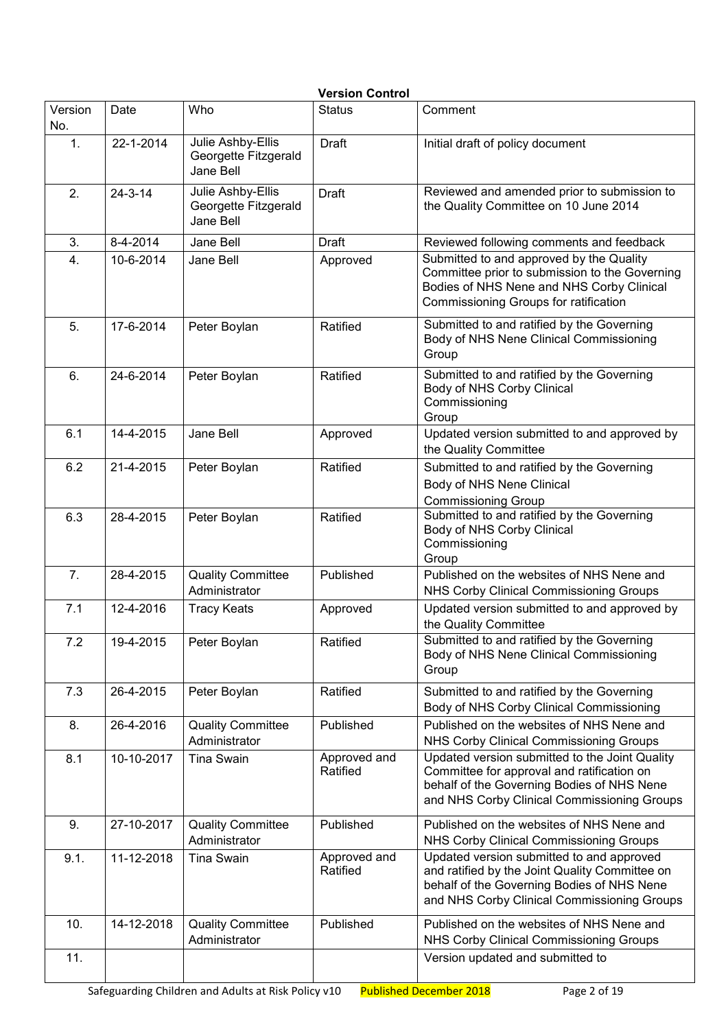**Version Control**

| Version No. | Date | Who | Status | Comment |
|---|---|---|---|---|
| 1. | 22-1-2014 | Julie Ashby-Ellis<br>Georgette Fitzgerald<br>Jane Bell | Draft | Initial draft of policy document |
| 2. | 24-3-14 | Julie Ashby-Ellis<br>Georgette Fitzgerald<br>Jane Bell | Draft | Reviewed and amended prior to submission to the Quality Committee on 10 June 2014 |
| 3. | 8-4-2014 | Jane Bell | Draft | Reviewed following comments and feedback |
| 4. | 10-6-2014 | Jane Bell | Approved | Submitted to and approved by the Quality Committee prior to submission to the Governing Bodies of NHS Nene and NHS Corby Clinical Commissioning Groups for ratification |
| 5. | 17-6-2014 | Peter Boylan | Ratified | Submitted to and ratified by the Governing Body of NHS Nene Clinical Commissioning Group |
| 6. | 24-6-2014 | Peter Boylan | Ratified | Submitted to and ratified by the Governing Body of NHS Corby Clinical Commissioning Group |
| 6.1 | 14-4-2015 | Jane Bell | Approved | Updated version submitted to and approved by the Quality Committee |
| 6.2 | 21-4-2015 | Peter Boylan | Ratified | Submitted to and ratified by the Governing Body of NHS Nene Clinical Commissioning Group |
| 6.3 | 28-4-2015 | Peter Boylan | Ratified | Submitted to and ratified by the Governing Body of NHS Corby Clinical Commissioning Group |
| 7. | 28-4-2015 | Quality Committee Administrator | Published | Published on the websites of NHS Nene and NHS Corby Clinical Commissioning Groups |
| 7.1 | 12-4-2016 | Tracy Keats | Approved | Updated version submitted to and approved by the Quality Committee |
| 7.2 | 19-4-2015 | Peter Boylan | Ratified | Submitted to and ratified by the Governing Body of NHS Nene Clinical Commissioning Group |
| 7.3 | 26-4-2015 | Peter Boylan | Ratified | Submitted to and ratified by the Governing Body of NHS Corby Clinical Commissioning |
| 8. | 26-4-2016 | Quality Committee Administrator | Published | Published on the websites of NHS Nene and NHS Corby Clinical Commissioning Groups |
| 8.1 | 10-10-2017 | Tina Swain | Approved and Ratified | Updated version submitted to the Joint Quality Committee for approval and ratification on behalf of the Governing Bodies of NHS Nene and NHS Corby Clinical Commissioning Groups |
| 9. | 27-10-2017 | Quality Committee Administrator | Published | Published on the websites of NHS Nene and NHS Corby Clinical Commissioning Groups |
| 9.1. | 11-12-2018 | Tina Swain | Approved and Ratified | Updated version submitted to and approved and ratified by the Joint Quality Committee on behalf of the Governing Bodies of NHS Nene and NHS Corby Clinical Commissioning Groups |
| 10. | 14-12-2018 | Quality Committee Administrator | Published | Published on the websites of NHS Nene and NHS Corby Clinical Commissioning Groups |
| 11. | | | | Version updated and submitted to |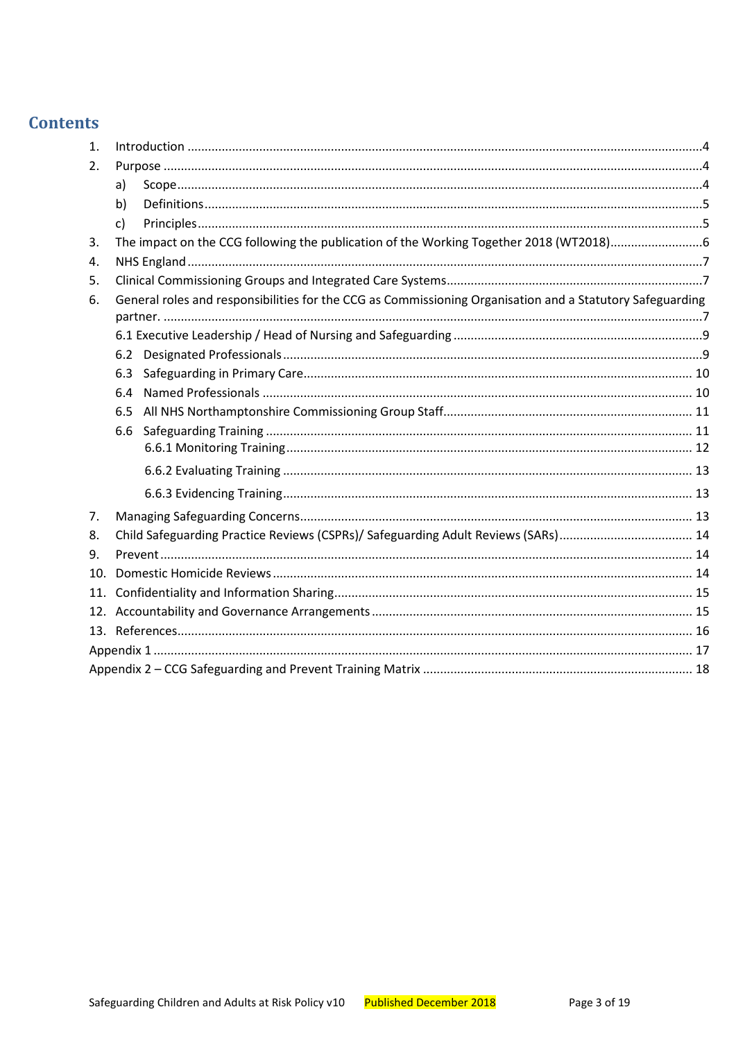# Contents

1. Introduction ....................................................................................................................................4
2. Purpose ...........................................................................................................................................4
   a) Scope........................................................................................................................................4
   b) Definitions................................................................................................................................5
   c) Principles..................................................................................................................................5
3. The impact on the CCG following the publication of the Working Together 2018 (WT2018)...........................6
4. NHS England ....................................................................................................................................7
5. Clinical Commissioning Groups and Integrated Care Systems..........................................................7
6. General roles and responsibilities for the CCG as Commissioning Organisation and a Statutory Safeguarding partner. .............................................................................................................................7
   6.1 Executive Leadership / Head of Nursing and Safeguarding .........................................................9
   6.2 Designated Professionals ..........................................................................................................9
   6.3 Safeguarding in Primary Care................................................................................................. 10
   6.4 Named Professionals ............................................................................................................. 10
   6.5 All NHS Northamptonshire Commissioning Group Staff......................................................... 11
   6.6 Safeguarding Training ............................................................................................................ 11
      6.6.1 Monitoring Training ....................................................................................................... 12
      6.6.2 Evaluating Training ........................................................................................................ 13
      6.6.3 Evidencing Training........................................................................................................ 13
7. Managing Safeguarding Concerns.................................................................................................. 13
8. Child Safeguarding Practice Reviews (CSPRs)/ Safeguarding Adult Reviews (SARs)....................................... 14
9. Prevent ......................................................................................................................................... 14
10. Domestic Homicide Reviews ......................................................................................................... 14
11. Confidentiality and Information Sharing....................................................................................... 15
12. Accountability and Governance Arrangements ............................................................................ 15
13. References.................................................................................................................................... 16

Appendix 1 ........................................................................................................................................... 17

Appendix 2 – CCG Safeguarding and Prevent Training Matrix ............................................................. 18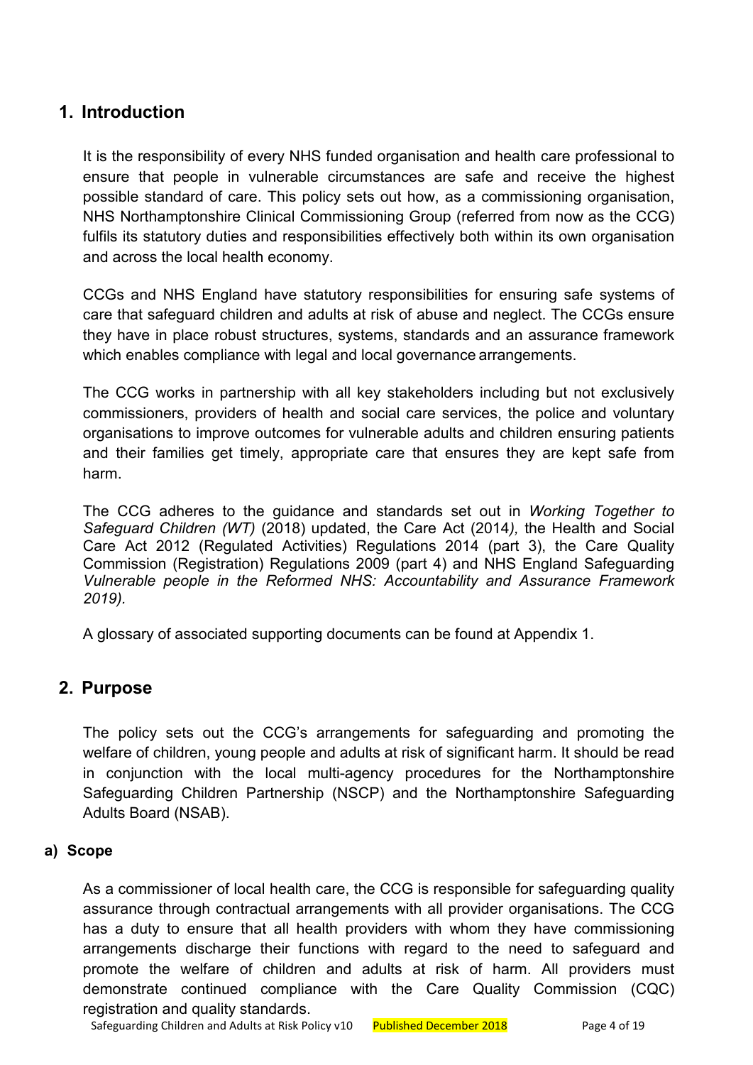## 1. Introduction

It is the responsibility of every NHS funded organisation and health care professional to ensure that people in vulnerable circumstances are safe and receive the highest possible standard of care. This policy sets out how, as a commissioning organisation, NHS Northamptonshire Clinical Commissioning Group (referred from now as the CCG) fulfils its statutory duties and responsibilities effectively both within its own organisation and across the local health economy.

CCGs and NHS England have statutory responsibilities for ensuring safe systems of care that safeguard children and adults at risk of abuse and neglect. The CCGs ensure they have in place robust structures, systems, standards and an assurance framework which enables compliance with legal and local governance arrangements.

The CCG works in partnership with all key stakeholders including but not exclusively commissioners, providers of health and social care services, the police and voluntary organisations to improve outcomes for vulnerable adults and children ensuring patients and their families get timely, appropriate care that ensures they are kept safe from harm.

The CCG adheres to the guidance and standards set out in *Working Together to Safeguard Children (WT)* (2018) updated, the Care Act (2014*),* the Health and Social Care Act 2012 (Regulated Activities) Regulations 2014 (part 3), the Care Quality Commission (Registration) Regulations 2009 (part 4) and NHS England Safeguarding *Vulnerable people in the Reformed NHS: Accountability and Assurance Framework 2019).*

A glossary of associated supporting documents can be found at Appendix 1.

## 2. Purpose

The policy sets out the CCG's arrangements for safeguarding and promoting the welfare of children, young people and adults at risk of significant harm. It should be read in conjunction with the local multi-agency procedures for the Northamptonshire Safeguarding Children Partnership (NSCP) and the Northamptonshire Safeguarding Adults Board (NSAB).

### a) Scope

As a commissioner of local health care, the CCG is responsible for safeguarding quality assurance through contractual arrangements with all provider organisations. The CCG has a duty to ensure that all health providers with whom they have commissioning arrangements discharge their functions with regard to the need to safeguard and promote the welfare of children and adults at risk of harm. All providers must demonstrate continued compliance with the Care Quality Commission (CQC) registration and quality standards.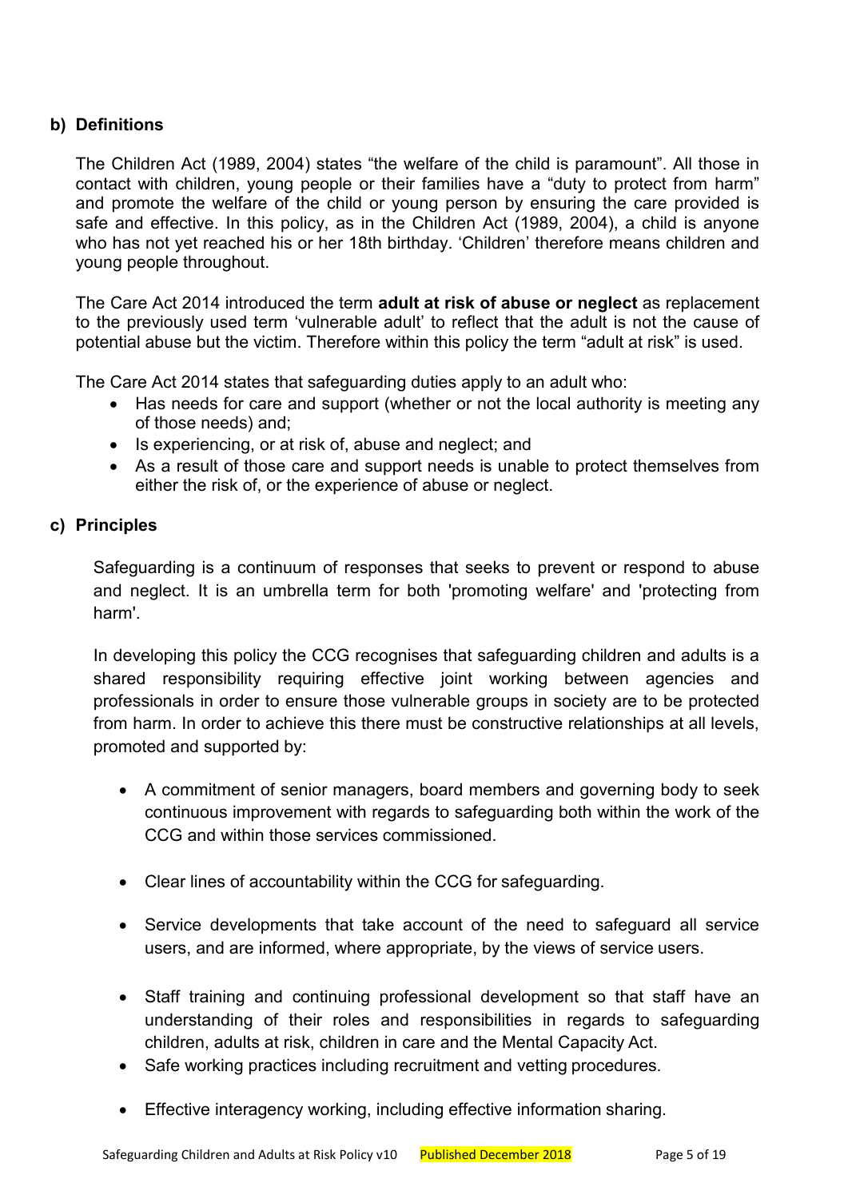## b) Definitions

The Children Act (1989, 2004) states "the welfare of the child is paramount". All those in contact with children, young people or their families have a "duty to protect from harm" and promote the welfare of the child or young person by ensuring the care provided is safe and effective. In this policy, as in the Children Act (1989, 2004), a child is anyone who has not yet reached his or her 18th birthday. 'Children' therefore means children and young people throughout.

The Care Act 2014 introduced the term **adult at risk of abuse or neglect** as replacement to the previously used term 'vulnerable adult' to reflect that the adult is not the cause of potential abuse but the victim. Therefore within this policy the term "adult at risk" is used.

The Care Act 2014 states that safeguarding duties apply to an adult who:

- Has needs for care and support (whether or not the local authority is meeting any of those needs) and;
- Is experiencing, or at risk of, abuse and neglect; and
- As a result of those care and support needs is unable to protect themselves from either the risk of, or the experience of abuse or neglect.

## c) Principles

Safeguarding is a continuum of responses that seeks to prevent or respond to abuse and neglect. It is an umbrella term for both 'promoting welfare' and 'protecting from harm'.

In developing this policy the CCG recognises that safeguarding children and adults is a shared responsibility requiring effective joint working between agencies and professionals in order to ensure those vulnerable groups in society are to be protected from harm. In order to achieve this there must be constructive relationships at all levels, promoted and supported by:

- A commitment of senior managers, board members and governing body to seek continuous improvement with regards to safeguarding both within the work of the CCG and within those services commissioned.
- Clear lines of accountability within the CCG for safeguarding.
- Service developments that take account of the need to safeguard all service users, and are informed, where appropriate, by the views of service users.
- Staff training and continuing professional development so that staff have an understanding of their roles and responsibilities in regards to safeguarding children, adults at risk, children in care and the Mental Capacity Act.
- Safe working practices including recruitment and vetting procedures.
- Effective interagency working, including effective information sharing.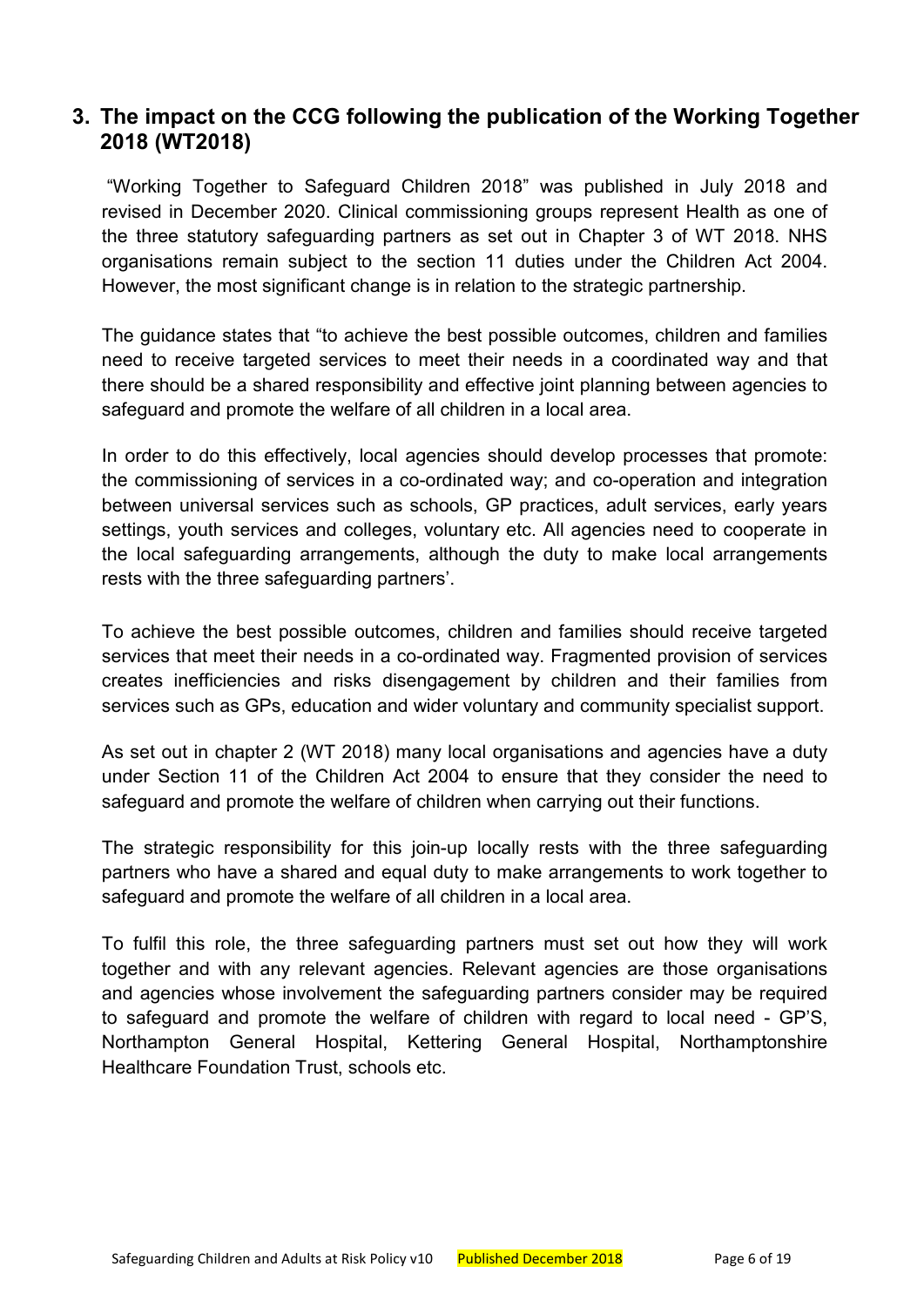## 3. The impact on the CCG following the publication of the Working Together 2018 (WT2018)

"Working Together to Safeguard Children 2018" was published in July 2018 and revised in December 2020. Clinical commissioning groups represent Health as one of the three statutory safeguarding partners as set out in Chapter 3 of WT 2018. NHS organisations remain subject to the section 11 duties under the Children Act 2004. However, the most significant change is in relation to the strategic partnership.

The guidance states that "to achieve the best possible outcomes, children and families need to receive targeted services to meet their needs in a coordinated way and that there should be a shared responsibility and effective joint planning between agencies to safeguard and promote the welfare of all children in a local area.

In order to do this effectively, local agencies should develop processes that promote: the commissioning of services in a co-ordinated way; and co-operation and integration between universal services such as schools, GP practices, adult services, early years settings, youth services and colleges, voluntary etc. All agencies need to cooperate in the local safeguarding arrangements, although the duty to make local arrangements rests with the three safeguarding partners'.

To achieve the best possible outcomes, children and families should receive targeted services that meet their needs in a co-ordinated way. Fragmented provision of services creates inefficiencies and risks disengagement by children and their families from services such as GPs, education and wider voluntary and community specialist support.

As set out in chapter 2 (WT 2018) many local organisations and agencies have a duty under Section 11 of the Children Act 2004 to ensure that they consider the need to safeguard and promote the welfare of children when carrying out their functions.

The strategic responsibility for this join-up locally rests with the three safeguarding partners who have a shared and equal duty to make arrangements to work together to safeguard and promote the welfare of all children in a local area.

To fulfil this role, the three safeguarding partners must set out how they will work together and with any relevant agencies. Relevant agencies are those organisations and agencies whose involvement the safeguarding partners consider may be required to safeguard and promote the welfare of children with regard to local need - GP'S, Northampton General Hospital, Kettering General Hospital, Northamptonshire Healthcare Foundation Trust, schools etc.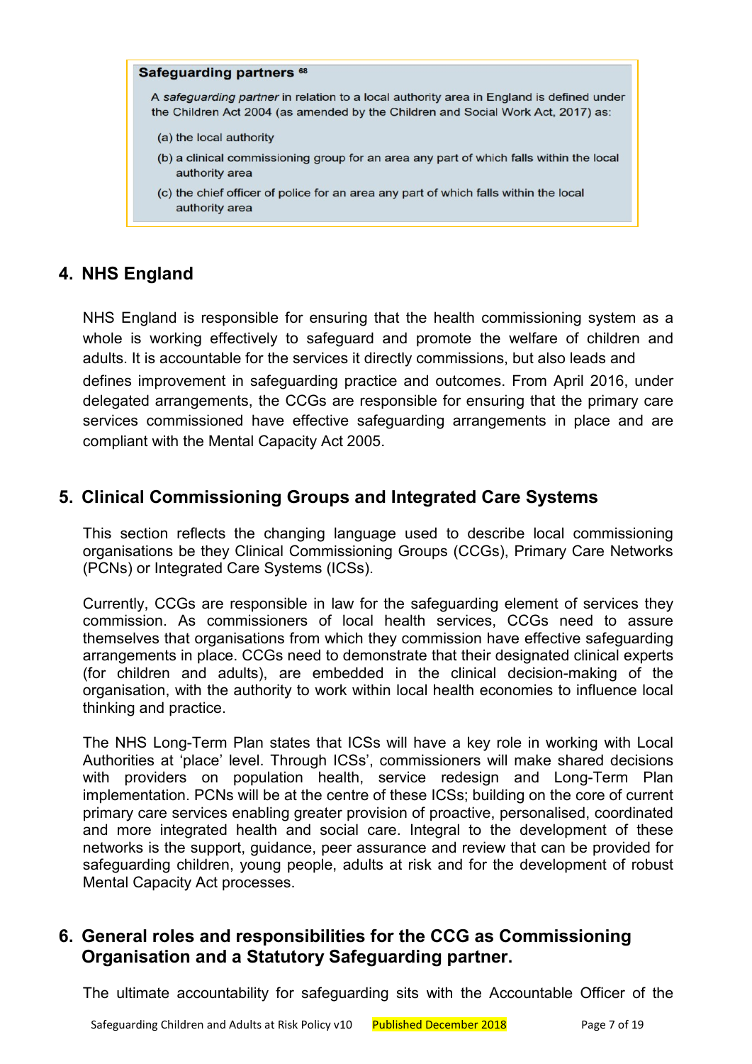**Safeguarding partners** [68]

A *safeguarding partner* in relation to a local authority area in England is defined under the Children Act 2004 (as amended by the Children and Social Work Act, 2017) as:

(a) the local authority

(b) a clinical commissioning group for an area any part of which falls within the local authority area

(c) the chief officer of police for an area any part of which falls within the local authority area

## 4. NHS England

NHS England is responsible for ensuring that the health commissioning system as a whole is working effectively to safeguard and promote the welfare of children and adults. It is accountable for the services it directly commissions, but also leads and defines improvement in safeguarding practice and outcomes. From April 2016, under delegated arrangements, the CCGs are responsible for ensuring that the primary care services commissioned have effective safeguarding arrangements in place and are compliant with the Mental Capacity Act 2005.

## 5. Clinical Commissioning Groups and Integrated Care Systems

This section reflects the changing language used to describe local commissioning organisations be they Clinical Commissioning Groups (CCGs), Primary Care Networks (PCNs) or Integrated Care Systems (ICSs).

Currently, CCGs are responsible in law for the safeguarding element of services they commission. As commissioners of local health services, CCGs need to assure themselves that organisations from which they commission have effective safeguarding arrangements in place. CCGs need to demonstrate that their designated clinical experts (for children and adults), are embedded in the clinical decision-making of the organisation, with the authority to work within local health economies to influence local thinking and practice.

The NHS Long-Term Plan states that ICSs will have a key role in working with Local Authorities at 'place' level. Through ICSs', commissioners will make shared decisions with providers on population health, service redesign and Long-Term Plan implementation. PCNs will be at the centre of these ICSs; building on the core of current primary care services enabling greater provision of proactive, personalised, coordinated and more integrated health and social care. Integral to the development of these networks is the support, guidance, peer assurance and review that can be provided for safeguarding children, young people, adults at risk and for the development of robust Mental Capacity Act processes.

## 6. General roles and responsibilities for the CCG as Commissioning Organisation and a Statutory Safeguarding partner.

The ultimate accountability for safeguarding sits with the Accountable Officer of the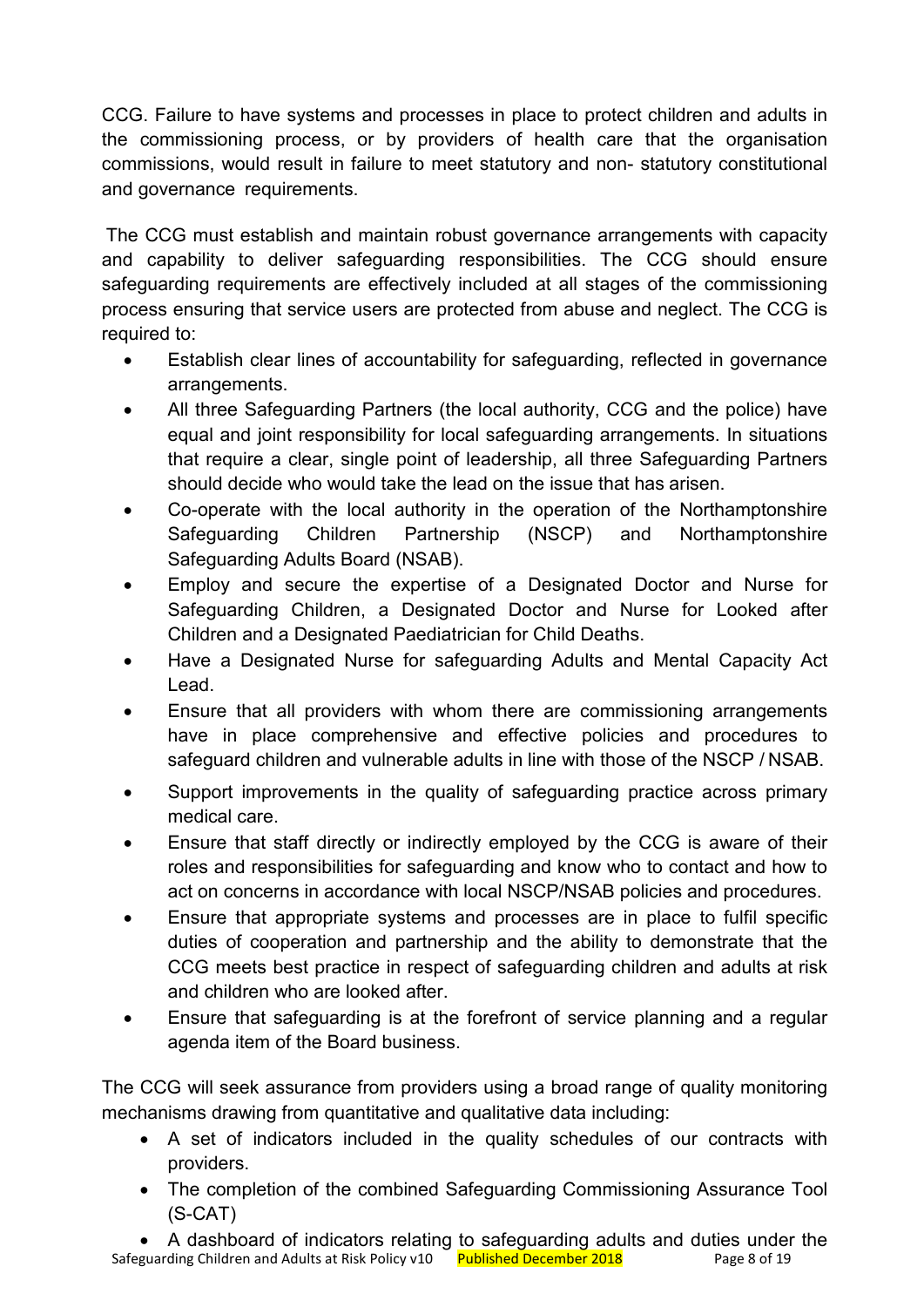CCG. Failure to have systems and processes in place to protect children and adults in the commissioning process, or by providers of health care that the organisation commissions, would result in failure to meet statutory and non- statutory constitutional and governance requirements.

The CCG must establish and maintain robust governance arrangements with capacity and capability to deliver safeguarding responsibilities. The CCG should ensure safeguarding requirements are effectively included at all stages of the commissioning process ensuring that service users are protected from abuse and neglect. The CCG is required to:

- Establish clear lines of accountability for safeguarding, reflected in governance arrangements.
- All three Safeguarding Partners (the local authority, CCG and the police) have equal and joint responsibility for local safeguarding arrangements. In situations that require a clear, single point of leadership, all three Safeguarding Partners should decide who would take the lead on the issue that has arisen.
- Co-operate with the local authority in the operation of the Northamptonshire Safeguarding Children Partnership (NSCP) and Northamptonshire Safeguarding Adults Board (NSAB).
- Employ and secure the expertise of a Designated Doctor and Nurse for Safeguarding Children, a Designated Doctor and Nurse for Looked after Children and a Designated Paediatrician for Child Deaths.
- Have a Designated Nurse for safeguarding Adults and Mental Capacity Act Lead.
- Ensure that all providers with whom there are commissioning arrangements have in place comprehensive and effective policies and procedures to safeguard children and vulnerable adults in line with those of the NSCP / NSAB.
- Support improvements in the quality of safeguarding practice across primary medical care.
- Ensure that staff directly or indirectly employed by the CCG is aware of their roles and responsibilities for safeguarding and know who to contact and how to act on concerns in accordance with local NSCP/NSAB policies and procedures.
- Ensure that appropriate systems and processes are in place to fulfil specific duties of cooperation and partnership and the ability to demonstrate that the CCG meets best practice in respect of safeguarding children and adults at risk and children who are looked after.
- Ensure that safeguarding is at the forefront of service planning and a regular agenda item of the Board business.

The CCG will seek assurance from providers using a broad range of quality monitoring mechanisms drawing from quantitative and qualitative data including:

- A set of indicators included in the quality schedules of our contracts with providers.
- The completion of the combined Safeguarding Commissioning Assurance Tool (S-CAT)
- A dashboard of indicators relating to safeguarding adults and duties under the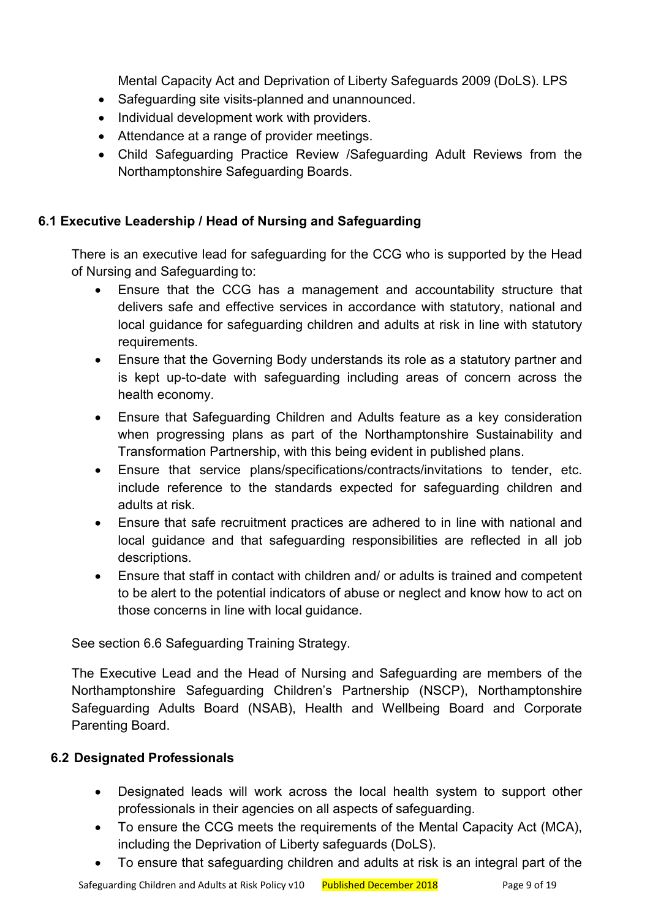Mental Capacity Act and Deprivation of Liberty Safeguards 2009 (DoLS). LPS

- Safeguarding site visits-planned and unannounced.
- Individual development work with providers.
- Attendance at a range of provider meetings.
- Child Safeguarding Practice Review /Safeguarding Adult Reviews from the Northamptonshire Safeguarding Boards.

### 6.1 Executive Leadership / Head of Nursing and Safeguarding

There is an executive lead for safeguarding for the CCG who is supported by the Head of Nursing and Safeguarding to:

- Ensure that the CCG has a management and accountability structure that delivers safe and effective services in accordance with statutory, national and local guidance for safeguarding children and adults at risk in line with statutory requirements.
- Ensure that the Governing Body understands its role as a statutory partner and is kept up-to-date with safeguarding including areas of concern across the health economy.
- Ensure that Safeguarding Children and Adults feature as a key consideration when progressing plans as part of the Northamptonshire Sustainability and Transformation Partnership, with this being evident in published plans.
- Ensure that service plans/specifications/contracts/invitations to tender, etc. include reference to the standards expected for safeguarding children and adults at risk.
- Ensure that safe recruitment practices are adhered to in line with national and local guidance and that safeguarding responsibilities are reflected in all job descriptions.
- Ensure that staff in contact with children and/ or adults is trained and competent to be alert to the potential indicators of abuse or neglect and know how to act on those concerns in line with local guidance.

See section 6.6 Safeguarding Training Strategy.

The Executive Lead and the Head of Nursing and Safeguarding are members of the Northamptonshire Safeguarding Children's Partnership (NSCP), Northamptonshire Safeguarding Adults Board (NSAB), Health and Wellbeing Board and Corporate Parenting Board.

### 6.2 Designated Professionals

- Designated leads will work across the local health system to support other professionals in their agencies on all aspects of safeguarding.
- To ensure the CCG meets the requirements of the Mental Capacity Act (MCA), including the Deprivation of Liberty safeguards (DoLS).
- To ensure that safeguarding children and adults at risk is an integral part of the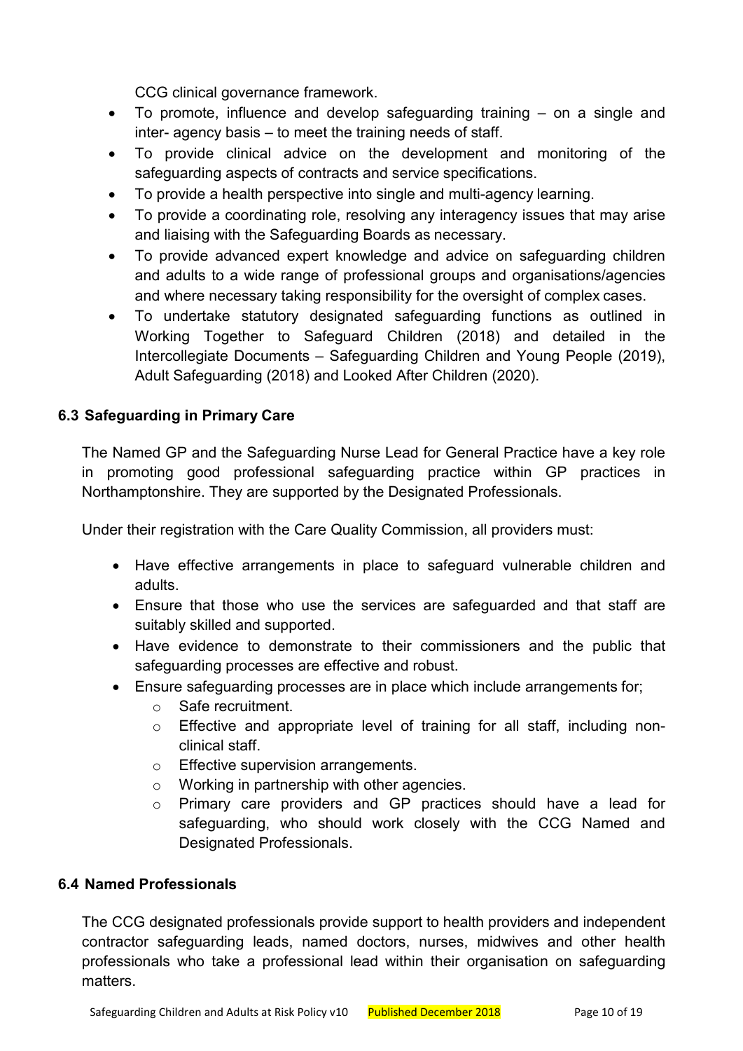CCG clinical governance framework.

- To promote, influence and develop safeguarding training – on a single and inter- agency basis – to meet the training needs of staff.
- To provide clinical advice on the development and monitoring of the safeguarding aspects of contracts and service specifications.
- To provide a health perspective into single and multi-agency learning.
- To provide a coordinating role, resolving any interagency issues that may arise and liaising with the Safeguarding Boards as necessary.
- To provide advanced expert knowledge and advice on safeguarding children and adults to a wide range of professional groups and organisations/agencies and where necessary taking responsibility for the oversight of complex cases.
- To undertake statutory designated safeguarding functions as outlined in Working Together to Safeguard Children (2018) and detailed in the Intercollegiate Documents – Safeguarding Children and Young People (2019), Adult Safeguarding (2018) and Looked After Children (2020).

### 6.3 Safeguarding in Primary Care

The Named GP and the Safeguarding Nurse Lead for General Practice have a key role in promoting good professional safeguarding practice within GP practices in Northamptonshire. They are supported by the Designated Professionals.

Under their registration with the Care Quality Commission, all providers must:

- Have effective arrangements in place to safeguard vulnerable children and adults.
- Ensure that those who use the services are safeguarded and that staff are suitably skilled and supported.
- Have evidence to demonstrate to their commissioners and the public that safeguarding processes are effective and robust.
- Ensure safeguarding processes are in place which include arrangements for;
  - Safe recruitment.
  - Effective and appropriate level of training for all staff, including non-clinical staff.
  - Effective supervision arrangements.
  - Working in partnership with other agencies.
  - Primary care providers and GP practices should have a lead for safeguarding, who should work closely with the CCG Named and Designated Professionals.

### 6.4 Named Professionals

The CCG designated professionals provide support to health providers and independent contractor safeguarding leads, named doctors, nurses, midwives and other health professionals who take a professional lead within their organisation on safeguarding matters.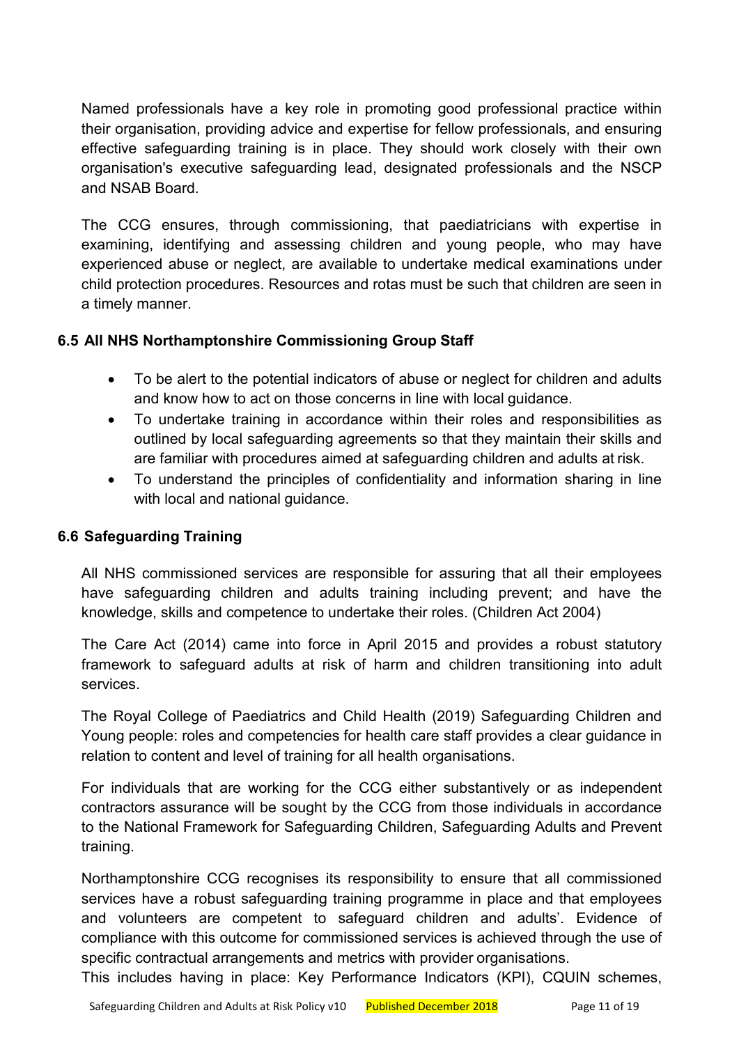Named professionals have a key role in promoting good professional practice within their organisation, providing advice and expertise for fellow professionals, and ensuring effective safeguarding training is in place. They should work closely with their own organisation's executive safeguarding lead, designated professionals and the NSCP and NSAB Board.

The CCG ensures, through commissioning, that paediatricians with expertise in examining, identifying and assessing children and young people, who may have experienced abuse or neglect, are available to undertake medical examinations under child protection procedures. Resources and rotas must be such that children are seen in a timely manner.

### 6.5 All NHS Northamptonshire Commissioning Group Staff

- To be alert to the potential indicators of abuse or neglect for children and adults and know how to act on those concerns in line with local guidance.
- To undertake training in accordance within their roles and responsibilities as outlined by local safeguarding agreements so that they maintain their skills and are familiar with procedures aimed at safeguarding children and adults at risk.
- To understand the principles of confidentiality and information sharing in line with local and national guidance.

### 6.6 Safeguarding Training

All NHS commissioned services are responsible for assuring that all their employees have safeguarding children and adults training including prevent; and have the knowledge, skills and competence to undertake their roles. (Children Act 2004)

The Care Act (2014) came into force in April 2015 and provides a robust statutory framework to safeguard adults at risk of harm and children transitioning into adult services.

The Royal College of Paediatrics and Child Health (2019) Safeguarding Children and Young people: roles and competencies for health care staff provides a clear guidance in relation to content and level of training for all health organisations.

For individuals that are working for the CCG either substantively or as independent contractors assurance will be sought by the CCG from those individuals in accordance to the National Framework for Safeguarding Children, Safeguarding Adults and Prevent training.

Northamptonshire CCG recognises its responsibility to ensure that all commissioned services have a robust safeguarding training programme in place and that employees and volunteers are competent to safeguard children and adults'. Evidence of compliance with this outcome for commissioned services is achieved through the use of specific contractual arrangements and metrics with provider organisations.
This includes having in place: Key Performance Indicators (KPI), CQUIN schemes,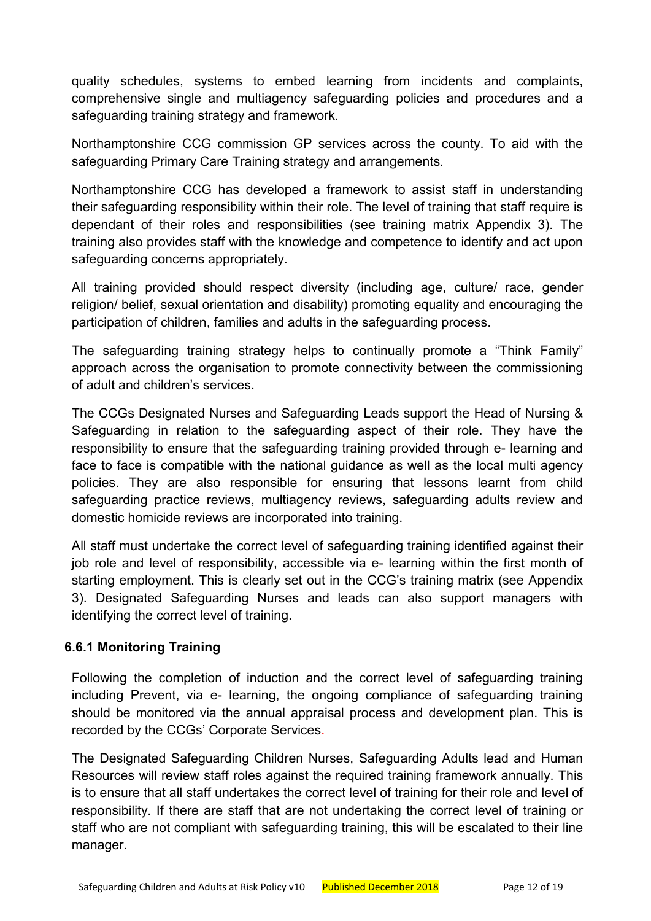quality schedules, systems to embed learning from incidents and complaints, comprehensive single and multiagency safeguarding policies and procedures and a safeguarding training strategy and framework.

Northamptonshire CCG commission GP services across the county. To aid with the safeguarding Primary Care Training strategy and arrangements.

Northamptonshire CCG has developed a framework to assist staff in understanding their safeguarding responsibility within their role. The level of training that staff require is dependant of their roles and responsibilities (see training matrix Appendix 3). The training also provides staff with the knowledge and competence to identify and act upon safeguarding concerns appropriately.

All training provided should respect diversity (including age, culture/ race, gender religion/ belief, sexual orientation and disability) promoting equality and encouraging the participation of children, families and adults in the safeguarding process.

The safeguarding training strategy helps to continually promote a "Think Family" approach across the organisation to promote connectivity between the commissioning of adult and children's services.

The CCGs Designated Nurses and Safeguarding Leads support the Head of Nursing & Safeguarding in relation to the safeguarding aspect of their role. They have the responsibility to ensure that the safeguarding training provided through e- learning and face to face is compatible with the national guidance as well as the local multi agency policies. They are also responsible for ensuring that lessons learnt from child safeguarding practice reviews, multiagency reviews, safeguarding adults review and domestic homicide reviews are incorporated into training.

All staff must undertake the correct level of safeguarding training identified against their job role and level of responsibility, accessible via e- learning within the first month of starting employment. This is clearly set out in the CCG's training matrix (see Appendix 3). Designated Safeguarding Nurses and leads can also support managers with identifying the correct level of training.

### 6.6.1 Monitoring Training

Following the completion of induction and the correct level of safeguarding training including Prevent, via e- learning, the ongoing compliance of safeguarding training should be monitored via the annual appraisal process and development plan. This is recorded by the CCGs' Corporate Services.

The Designated Safeguarding Children Nurses, Safeguarding Adults lead and Human Resources will review staff roles against the required training framework annually. This is to ensure that all staff undertakes the correct level of training for their role and level of responsibility. If there are staff that are not undertaking the correct level of training or staff who are not compliant with safeguarding training, this will be escalated to their line manager.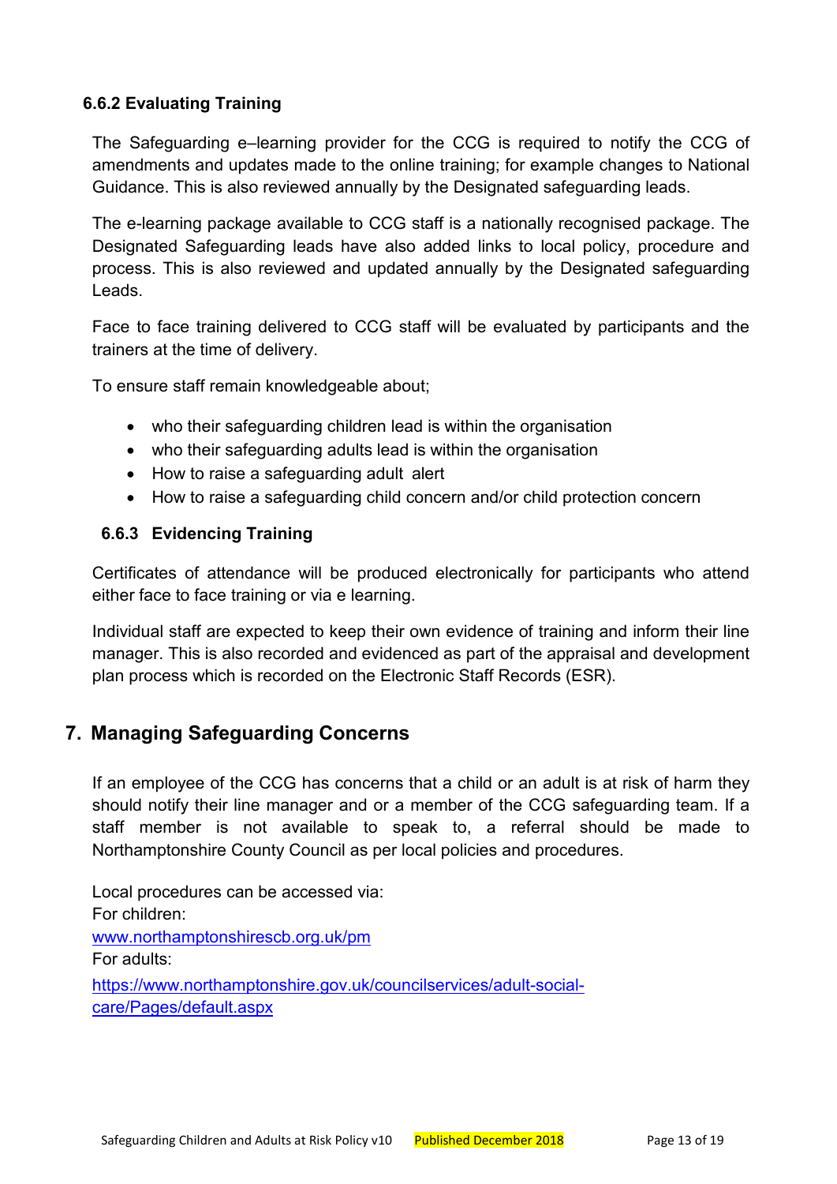### 6.6.2 Evaluating Training

The Safeguarding e–learning provider for the CCG is required to notify the CCG of amendments and updates made to the online training; for example changes to National Guidance. This is also reviewed annually by the Designated safeguarding leads.

The e-learning package available to CCG staff is a nationally recognised package. The Designated Safeguarding leads have also added links to local policy, procedure and process. This is also reviewed and updated annually by the Designated safeguarding Leads.

Face to face training delivered to CCG staff will be evaluated by participants and the trainers at the time of delivery.

To ensure staff remain knowledgeable about;

- who their safeguarding children lead is within the organisation
- who their safeguarding adults lead is within the organisation
- How to raise a safeguarding adult alert
- How to raise a safeguarding child concern and/or child protection concern

### 6.6.3 Evidencing Training

Certificates of attendance will be produced electronically for participants who attend either face to face training or via e learning.

Individual staff are expected to keep their own evidence of training and inform their line manager. This is also recorded and evidenced as part of the appraisal and development plan process which is recorded on the Electronic Staff Records (ESR).

## 7. Managing Safeguarding Concerns

If an employee of the CCG has concerns that a child or an adult is at risk of harm they should notify their line manager and or a member of the CCG safeguarding team. If a staff member is not available to speak to, a referral should be made to Northamptonshire County Council as per local policies and procedures.

Local procedures can be accessed via:
For children:
www.northamptonshirescb.org.uk/pm
For adults:
https://www.northamptonshire.gov.uk/councilservices/adult-social-care/Pages/default.aspx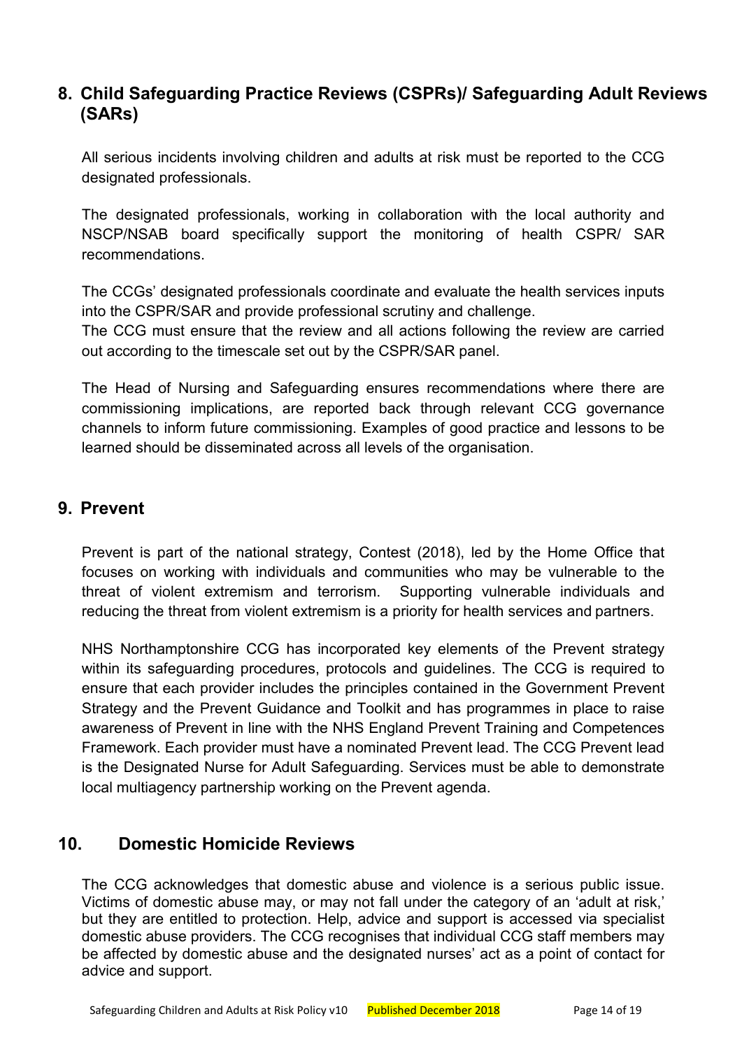## 8. Child Safeguarding Practice Reviews (CSPRs)/ Safeguarding Adult Reviews (SARs)

All serious incidents involving children and adults at risk must be reported to the CCG designated professionals.

The designated professionals, working in collaboration with the local authority and NSCP/NSAB board specifically support the monitoring of health CSPR/ SAR recommendations.

The CCGs' designated professionals coordinate and evaluate the health services inputs into the CSPR/SAR and provide professional scrutiny and challenge.
The CCG must ensure that the review and all actions following the review are carried out according to the timescale set out by the CSPR/SAR panel.

The Head of Nursing and Safeguarding ensures recommendations where there are commissioning implications, are reported back through relevant CCG governance channels to inform future commissioning. Examples of good practice and lessons to be learned should be disseminated across all levels of the organisation.

## 9. Prevent

Prevent is part of the national strategy, Contest (2018), led by the Home Office that focuses on working with individuals and communities who may be vulnerable to the threat of violent extremism and terrorism. Supporting vulnerable individuals and reducing the threat from violent extremism is a priority for health services and partners.

NHS Northamptonshire CCG has incorporated key elements of the Prevent strategy within its safeguarding procedures, protocols and guidelines. The CCG is required to ensure that each provider includes the principles contained in the Government Prevent Strategy and the Prevent Guidance and Toolkit and has programmes in place to raise awareness of Prevent in line with the NHS England Prevent Training and Competences Framework. Each provider must have a nominated Prevent lead. The CCG Prevent lead is the Designated Nurse for Adult Safeguarding. Services must be able to demonstrate local multiagency partnership working on the Prevent agenda.

## 10. Domestic Homicide Reviews

The CCG acknowledges that domestic abuse and violence is a serious public issue. Victims of domestic abuse may, or may not fall under the category of an 'adult at risk,' but they are entitled to protection. Help, advice and support is accessed via specialist domestic abuse providers. The CCG recognises that individual CCG staff members may be affected by domestic abuse and the designated nurses' act as a point of contact for advice and support.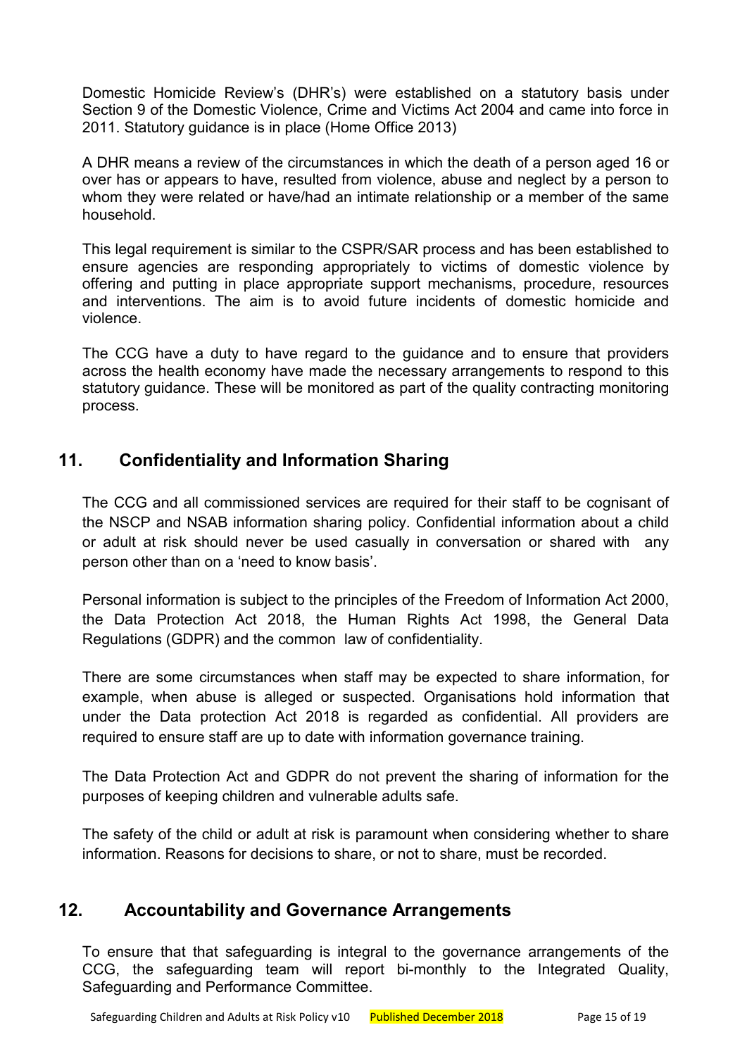Domestic Homicide Review's (DHR's) were established on a statutory basis under Section 9 of the Domestic Violence, Crime and Victims Act 2004 and came into force in 2011. Statutory guidance is in place (Home Office 2013)

A DHR means a review of the circumstances in which the death of a person aged 16 or over has or appears to have, resulted from violence, abuse and neglect by a person to whom they were related or have/had an intimate relationship or a member of the same household.

This legal requirement is similar to the CSPR/SAR process and has been established to ensure agencies are responding appropriately to victims of domestic violence by offering and putting in place appropriate support mechanisms, procedure, resources and interventions. The aim is to avoid future incidents of domestic homicide and violence.

The CCG have a duty to have regard to the guidance and to ensure that providers across the health economy have made the necessary arrangements to respond to this statutory guidance. These will be monitored as part of the quality contracting monitoring process.

## 11. Confidentiality and Information Sharing

The CCG and all commissioned services are required for their staff to be cognisant of the NSCP and NSAB information sharing policy. Confidential information about a child or adult at risk should never be used casually in conversation or shared with any person other than on a 'need to know basis'.

Personal information is subject to the principles of the Freedom of Information Act 2000, the Data Protection Act 2018, the Human Rights Act 1998, the General Data Regulations (GDPR) and the common law of confidentiality.

There are some circumstances when staff may be expected to share information, for example, when abuse is alleged or suspected. Organisations hold information that under the Data protection Act 2018 is regarded as confidential. All providers are required to ensure staff are up to date with information governance training.

The Data Protection Act and GDPR do not prevent the sharing of information for the purposes of keeping children and vulnerable adults safe.

The safety of the child or adult at risk is paramount when considering whether to share information. Reasons for decisions to share, or not to share, must be recorded.

## 12. Accountability and Governance Arrangements

To ensure that that safeguarding is integral to the governance arrangements of the CCG, the safeguarding team will report bi-monthly to the Integrated Quality, Safeguarding and Performance Committee.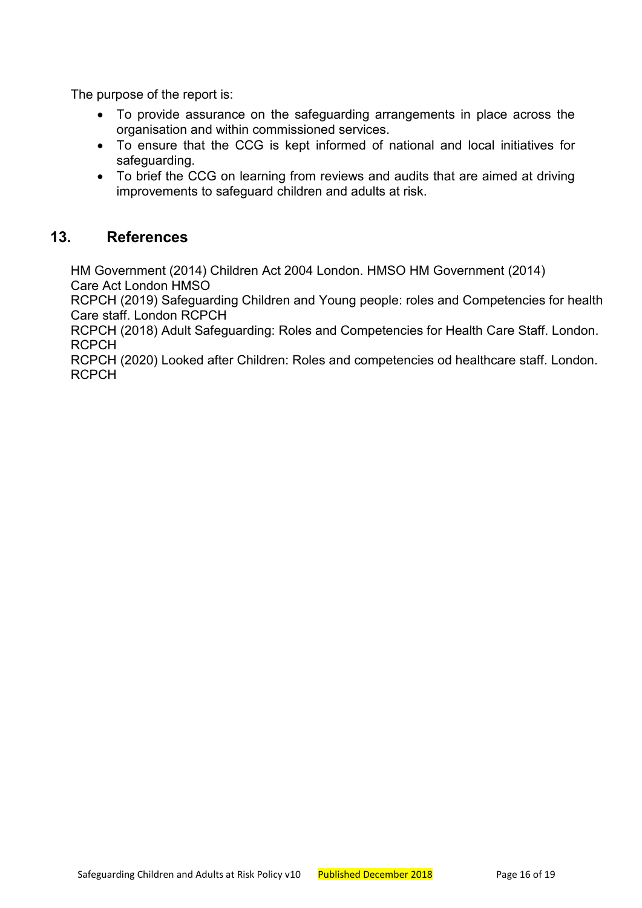The purpose of the report is:

- To provide assurance on the safeguarding arrangements in place across the organisation and within commissioned services.
- To ensure that the CCG is kept informed of national and local initiatives for safeguarding.
- To brief the CCG on learning from reviews and audits that are aimed at driving improvements to safeguard children and adults at risk.

## 13. References

HM Government (2014) Children Act 2004 London. HMSO HM Government (2014) Care Act London HMSO

RCPCH (2019) Safeguarding Children and Young people: roles and Competencies for health Care staff. London RCPCH

RCPCH (2018) Adult Safeguarding: Roles and Competencies for Health Care Staff. London. RCPCH

RCPCH (2020) Looked after Children: Roles and competencies od healthcare staff. London. RCPCH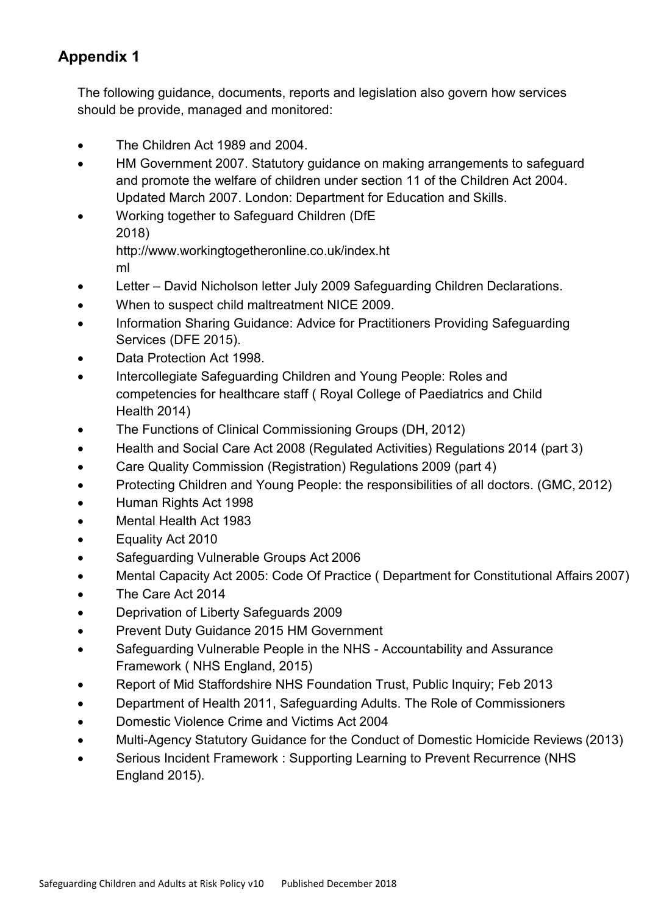## Appendix 1

The following guidance, documents, reports and legislation also govern how services should be provide, managed and monitored:

- The Children Act 1989 and 2004.
- HM Government 2007. Statutory guidance on making arrangements to safeguard and promote the welfare of children under section 11 of the Children Act 2004. Updated March 2007. London: Department for Education and Skills.
- Working together to Safeguard Children (DfE 2018) http://www.workingtogetheronline.co.uk/index.html
- Letter – David Nicholson letter July 2009 Safeguarding Children Declarations.
- When to suspect child maltreatment NICE 2009.
- Information Sharing Guidance: Advice for Practitioners Providing Safeguarding Services (DFE 2015).
- Data Protection Act 1998.
- Intercollegiate Safeguarding Children and Young People: Roles and competencies for healthcare staff ( Royal College of Paediatrics and Child Health 2014)
- The Functions of Clinical Commissioning Groups (DH, 2012)
- Health and Social Care Act 2008 (Regulated Activities) Regulations 2014 (part 3)
- Care Quality Commission (Registration) Regulations 2009 (part 4)
- Protecting Children and Young People: the responsibilities of all doctors. (GMC, 2012)
- Human Rights Act 1998
- Mental Health Act 1983
- Equality Act 2010
- Safeguarding Vulnerable Groups Act 2006
- Mental Capacity Act 2005: Code Of Practice ( Department for Constitutional Affairs 2007)
- The Care Act 2014
- Deprivation of Liberty Safeguards 2009
- Prevent Duty Guidance 2015 HM Government
- Safeguarding Vulnerable People in the NHS - Accountability and Assurance Framework ( NHS England, 2015)
- Report of Mid Staffordshire NHS Foundation Trust, Public Inquiry; Feb 2013
- Department of Health 2011, Safeguarding Adults. The Role of Commissioners
- Domestic Violence Crime and Victims Act 2004
- Multi-Agency Statutory Guidance for the Conduct of Domestic Homicide Reviews (2013)
- Serious Incident Framework : Supporting Learning to Prevent Recurrence (NHS England 2015).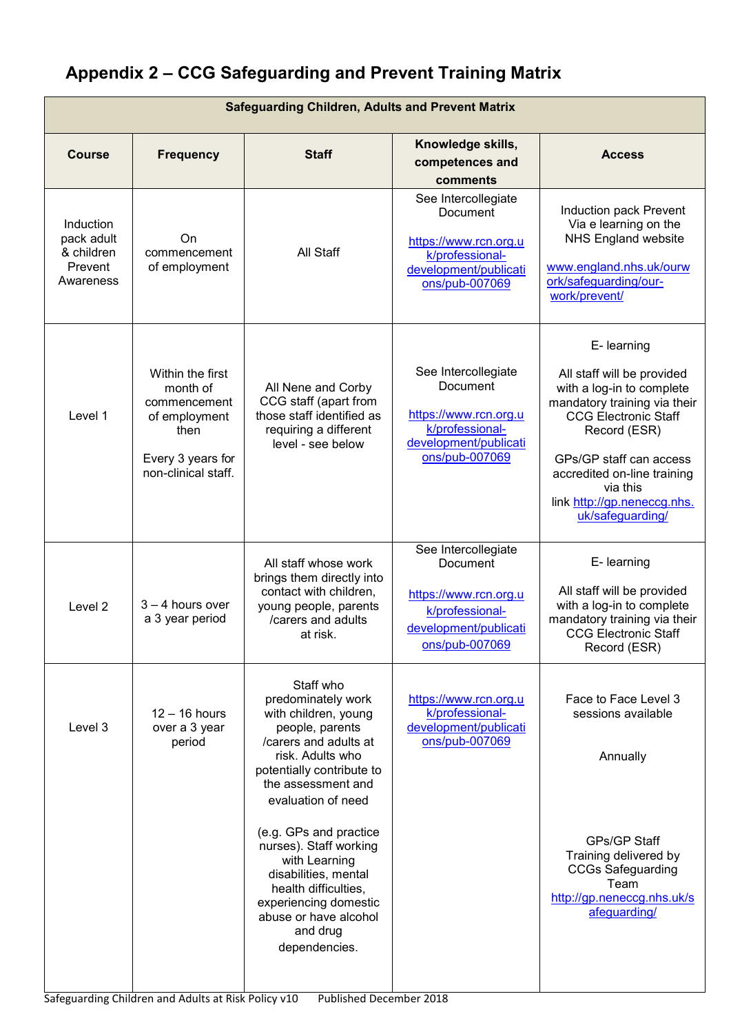## Appendix 2 – CCG Safeguarding and Prevent Training Matrix

| Safeguarding Children, Adults and Prevent Matrix | | | | |
|---|---|---|---|---|
| **Course** | **Frequency** | **Staff** | **Knowledge skills, competences and comments** | **Access** |
| Induction pack adult & children Prevent Awareness | On commencement of employment | All Staff | See Intercollegiate Document https://www.rcn.org.uk/professional-development/publications/pub-007069 | Induction pack Prevent Via e learning on the NHS England website www.england.nhs.uk/ourwork/safeguarding/our-work/prevent/ |
| Level 1 | Within the first month of commencement of employment then<br><br>Every 3 years for non-clinical staff. | All Nene and Corby CCG staff (apart from those staff identified as requiring a different level - see below | See Intercollegiate Document https://www.rcn.org.uk/professional-development/publications/pub-007069 | E- learning<br><br>All staff will be provided with a log-in to complete mandatory training via their CCG Electronic Staff Record (ESR)<br><br>GPs/GP staff can access accredited on-line training via this link http://gp.neneccg.nhs.uk/safeguarding/ |
| Level 2 | 3 – 4 hours over a 3 year period | All staff whose work brings them directly into contact with children, young people, parents /carers and adults at risk. | See Intercollegiate Document https://www.rcn.org.uk/professional-development/publications/pub-007069 | E- learning<br><br>All staff will be provided with a log-in to complete mandatory training via their CCG Electronic Staff Record (ESR) |
| Level 3 | 12 – 16 hours over a 3 year period | Staff who predominately work with children, young people, parents /carers and adults at risk. Adults who potentially contribute to the assessment and evaluation of need<br><br>(e.g. GPs and practice nurses). Staff working with Learning disabilities, mental health difficulties, experiencing domestic abuse or have alcohol and drug dependencies. | https://www.rcn.org.uk/professional-development/publications/pub-007069 | Face to Face Level 3 sessions available<br><br>Annually<br><br>GPs/GP Staff Training delivered by CCGs Safeguarding Team http://gp.neneccg.nhs.uk/safeguarding/ |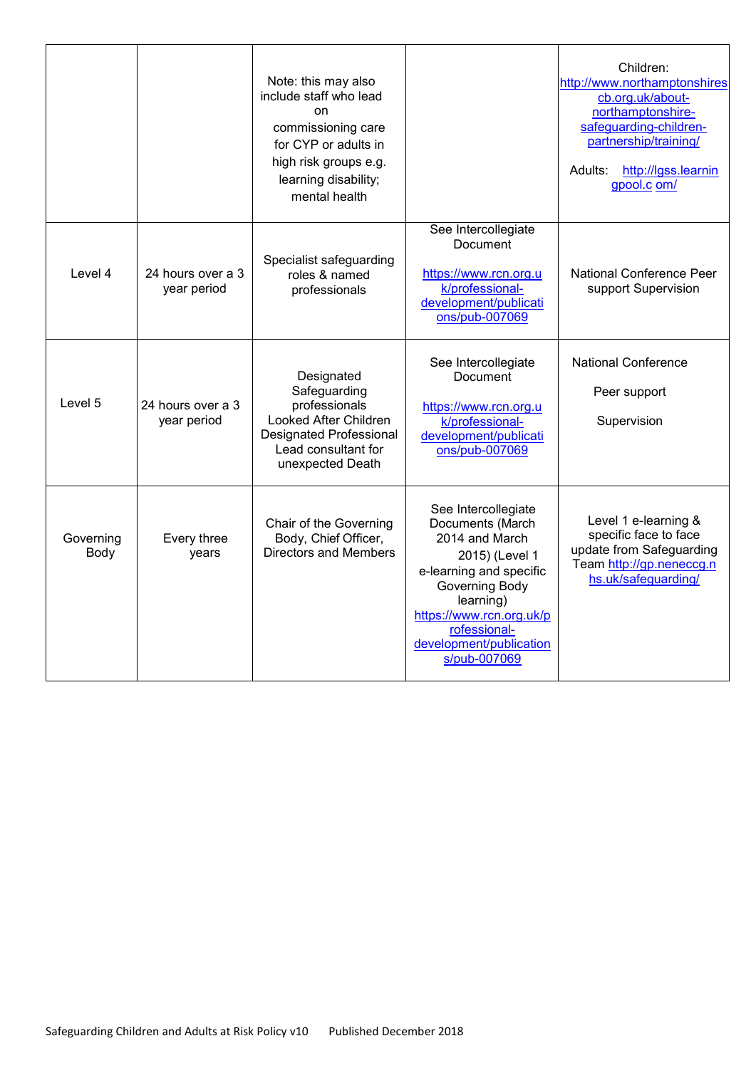| | | | | |
|---|---|---|---|---|
| | | Note: this may also include staff who lead on commissioning care for CYP or adults in high risk groups e.g. learning disability; mental health | | Children: http://www.northamptonshirescb.org.uk/about-northamptonshire-safeguarding-children-partnership/training/ Adults: http://lgss.learningpool.com/ |
| Level 4 | 24 hours over a 3 year period | Specialist safeguarding roles & named professionals | See Intercollegiate Document https://www.rcn.org.uk/professional-development/publications/pub-007069 | National Conference Peer support Supervision |
| Level 5 | 24 hours over a 3 year period | Designated Safeguarding professionals Looked After Children Designated Professional Lead consultant for unexpected Death | See Intercollegiate Document https://www.rcn.org.uk/professional-development/publications/pub-007069 | National Conference Peer support Supervision |
| Governing Body | Every three years | Chair of the Governing Body, Chief Officer, Directors and Members | See Intercollegiate Documents (March 2014 and March 2015) (Level 1 e-learning and specific Governing Body learning) https://www.rcn.org.uk/professional-development/publications/pub-007069 | Level 1 e-learning & specific face to face update from Safeguarding Team http://gp.neneccg.nhs.uk/safeguarding/ |